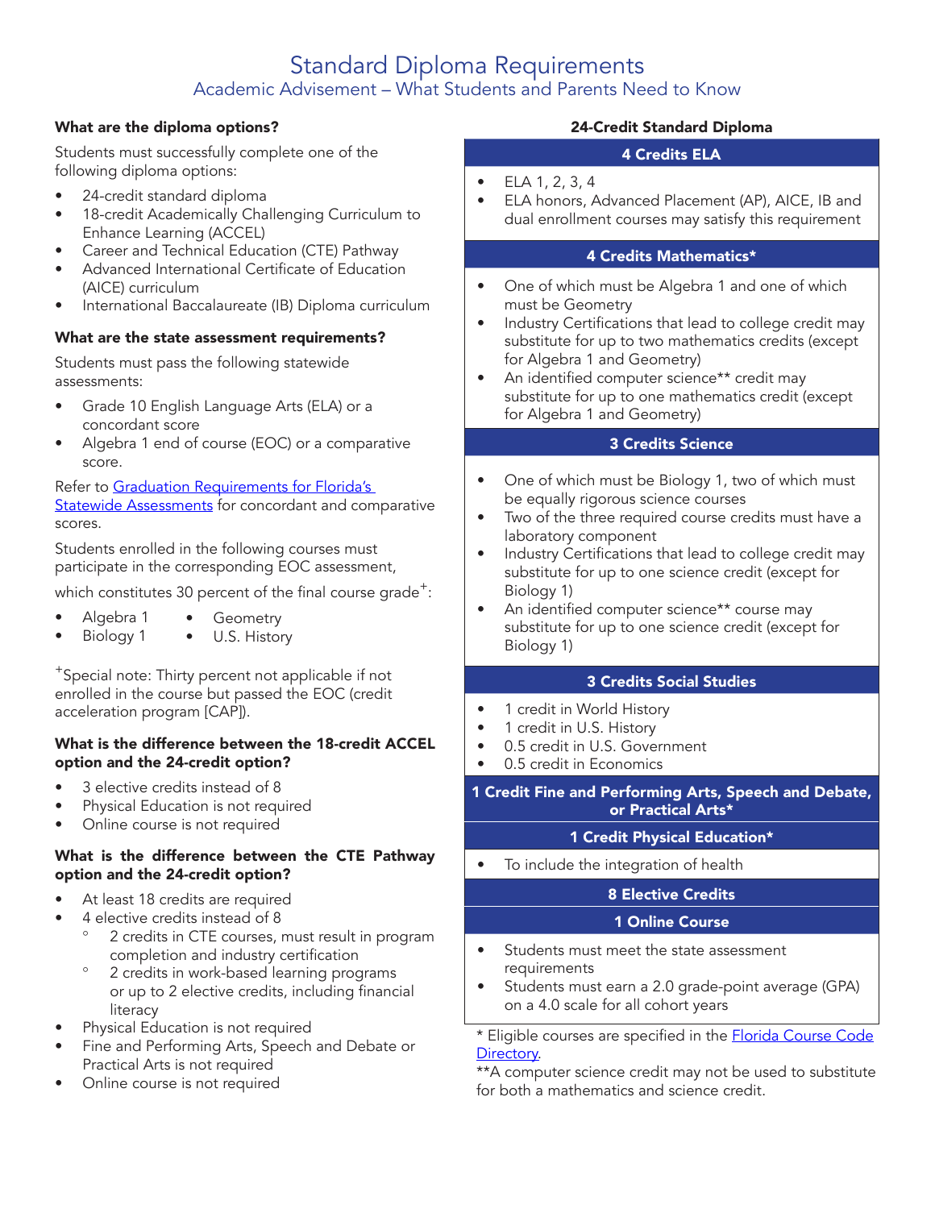# Standard Diploma Requirements

## Academic Advisement – What Students and Parents Need to Know

### What are the diploma options?

Students must successfully complete one of the following diploma options:

- 24-credit standard diploma
- 18-credit Academically Challenging Curriculum to Enhance Learning (ACCEL)
- Career and Technical Education (CTE) Pathway
- Advanced International Certificate of Education (AICE) curriculum
- International Baccalaureate (IB) Diploma curriculum

### What are the state assessment requirements?

Students must pass the following statewide assessments:

- Grade 10 English Language Arts (ELA) or a concordant score
- Algebra 1 end of course (EOC) or a comparative score.

Refer to [Graduation Requirements for Florida's Statewide Assessments]() for concordant and comparative scores.

Students enrolled in the following courses must participate in the corresponding EOC assessment, which constitutes 30 percent of the final course grade+:

- Algebra 1
- Biology 1
- Geometry
- U.S. History

+Special note: Thirty percent not applicable if not enrolled in the course but passed the EOC (credit acceleration program [CAP]).

### What is the difference between the 18-credit ACCEL option and the 24-credit option?

- 3 elective credits instead of 8
- Physical Education is not required
- Online course is not required

### What is the difference between the CTE Pathway option and the 24-credit option?

- At least 18 credits are required
- 4 elective credits instead of 8
  - 2 credits in CTE courses, must result in program completion and industry certification
  - 2 credits in work-based learning programs or up to 2 elective credits, including financial literacy
- Physical Education is not required
- Fine and Performing Arts, Speech and Debate or Practical Arts is not required
- Online course is not required

### 24-Credit Standard Diploma

**4 Credits ELA**

- ELA 1, 2, 3, 4
- ELA honors, Advanced Placement (AP), AICE, IB and dual enrollment courses may satisfy this requirement

**4 Credits Mathematics***

- One of which must be Algebra 1 and one of which must be Geometry
- Industry Certifications that lead to college credit may substitute for up to two mathematics credits (except for Algebra 1 and Geometry)
- An identified computer science** credit may substitute for up to one mathematics credit (except for Algebra 1 and Geometry)

**3 Credits Science**

- One of which must be Biology 1, two of which must be equally rigorous science courses
- Two of the three required course credits must have a laboratory component
- Industry Certifications that lead to college credit may substitute for up to one science credit (except for Biology 1)
- An identified computer science** course may substitute for up to one science credit (except for Biology 1)

**3 Credits Social Studies**

- 1 credit in World History
- 1 credit in U.S. History
- 0.5 credit in U.S. Government
- 0.5 credit in Economics

**1 Credit Fine and Performing Arts, Speech and Debate, or Practical Arts***

**1 Credit Physical Education***

- To include the integration of health

**8 Elective Credits**

**1 Online Course**

- Students must meet the state assessment requirements
- Students must earn a 2.0 grade-point average (GPA) on a 4.0 scale for all cohort years

* Eligible courses are specified in the [Florida Course Code Directory]().

**A computer science credit may not be used to substitute for both a mathematics and science credit.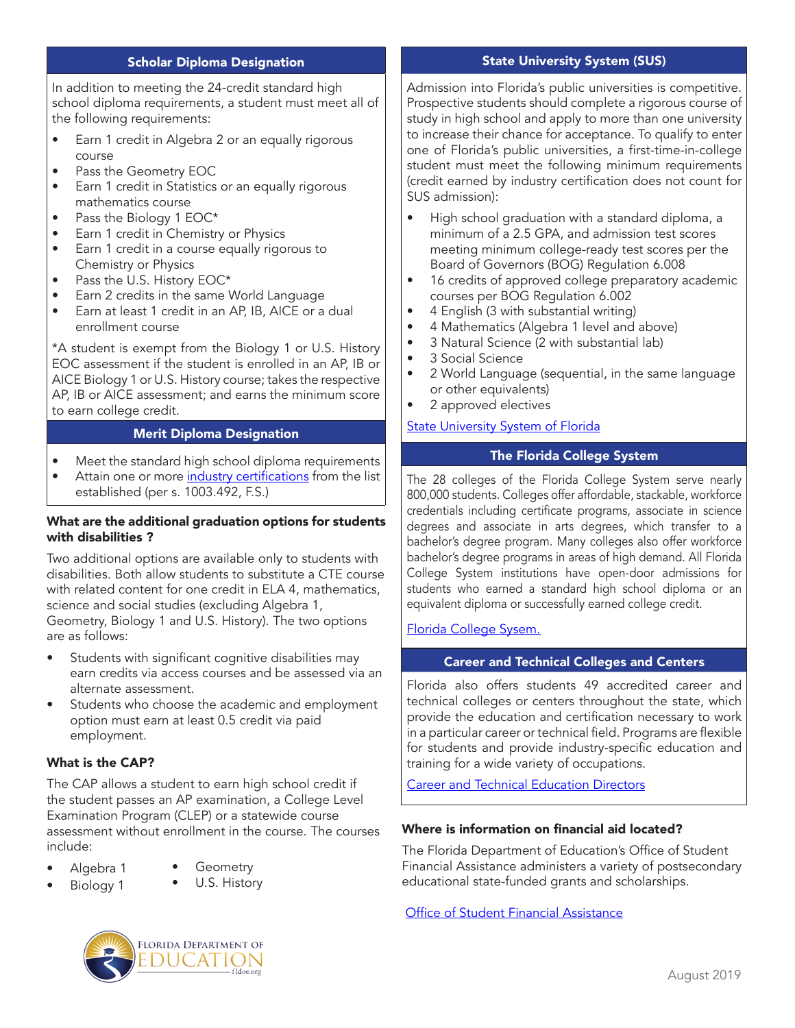## Scholar Diploma Designation

In addition to meeting the 24-credit standard high school diploma requirements, a student must meet all of the following requirements:

- Earn 1 credit in Algebra 2 or an equally rigorous course
- Pass the Geometry EOC
- Earn 1 credit in Statistics or an equally rigorous mathematics course
- Pass the Biology 1 EOC*
- Earn 1 credit in Chemistry or Physics
- Earn 1 credit in a course equally rigorous to Chemistry or Physics
- Pass the U.S. History EOC*
- Earn 2 credits in the same World Language
- Earn at least 1 credit in an AP, IB, AICE or a dual enrollment course

*A student is exempt from the Biology 1 or U.S. History EOC assessment if the student is enrolled in an AP, IB or AICE Biology 1 or U.S. History course; takes the respective AP, IB or AICE assessment; and earns the minimum score to earn college credit.

## Merit Diploma Designation

- Meet the standard high school diploma requirements
- Attain one or more industry certifications from the list established (per s. 1003.492, F.S.)

### What are the additional graduation options for students with disabilities ?

Two additional options are available only to students with disabilities. Both allow students to substitute a CTE course with related content for one credit in ELA 4, mathematics, science and social studies (excluding Algebra 1, Geometry, Biology 1 and U.S. History). The two options are as follows:

- Students with significant cognitive disabilities may earn credits via access courses and be assessed via an alternate assessment.
- Students who choose the academic and employment option must earn at least 0.5 credit via paid employment.

### What is the CAP?

The CAP allows a student to earn high school credit if the student passes an AP examination, a College Level Examination Program (CLEP) or a statewide course assessment without enrollment in the course. The courses include:

- Algebra 1
- Biology 1
- Geometry
- U.S. History

## State University System (SUS)

Admission into Florida's public universities is competitive. Prospective students should complete a rigorous course of study in high school and apply to more than one university to increase their chance for acceptance. To qualify to enter one of Florida's public universities, a first-time-in-college student must meet the following minimum requirements (credit earned by industry certification does not count for SUS admission):

- High school graduation with a standard diploma, a minimum of a 2.5 GPA, and admission test scores meeting minimum college-ready test scores per the Board of Governors (BOG) Regulation 6.008
- 16 credits of approved college preparatory academic courses per BOG Regulation 6.002
- 4 English (3 with substantial writing)
- 4 Mathematics (Algebra 1 level and above)
- 3 Natural Science (2 with substantial lab)
- 3 Social Science
- 2 World Language (sequential, in the same language or other equivalents)
- 2 approved electives

State University System of Florida

## The Florida College System

The 28 colleges of the Florida College System serve nearly 800,000 students. Colleges offer affordable, stackable, workforce credentials including certificate programs, associate in science degrees and associate in arts degrees, which transfer to a bachelor's degree program. Many colleges also offer workforce bachelor's degree programs in areas of high demand. All Florida College System institutions have open-door admissions for students who earned a standard high school diploma or an equivalent diploma or successfully earned college credit.

Florida College Sysem.

## Career and Technical Colleges and Centers

Florida also offers students 49 accredited career and technical colleges or centers throughout the state, which provide the education and certification necessary to work in a particular career or technical field. Programs are flexible for students and provide industry-specific education and training for a wide variety of occupations.

Career and Technical Education Directors

### Where is information on financial aid located?

The Florida Department of Education's Office of Student Financial Assistance administers a variety of postsecondary educational state-funded grants and scholarships.

Office of Student Financial Assistance

Florida Department of Education
fldoe.org

August 2019